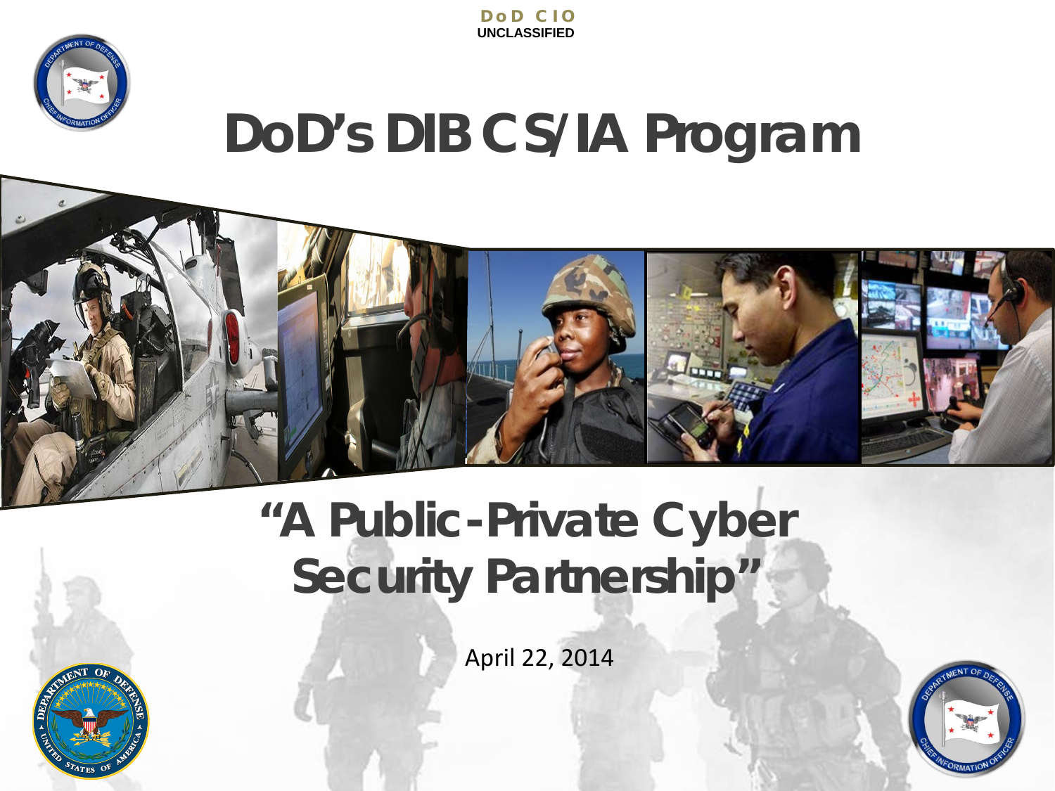DoD CIO

UNCLASSIFIED

# DoD's DIB CS/IA Program

## "A Public-Private Cyber Security Partnership"

April 22, 2014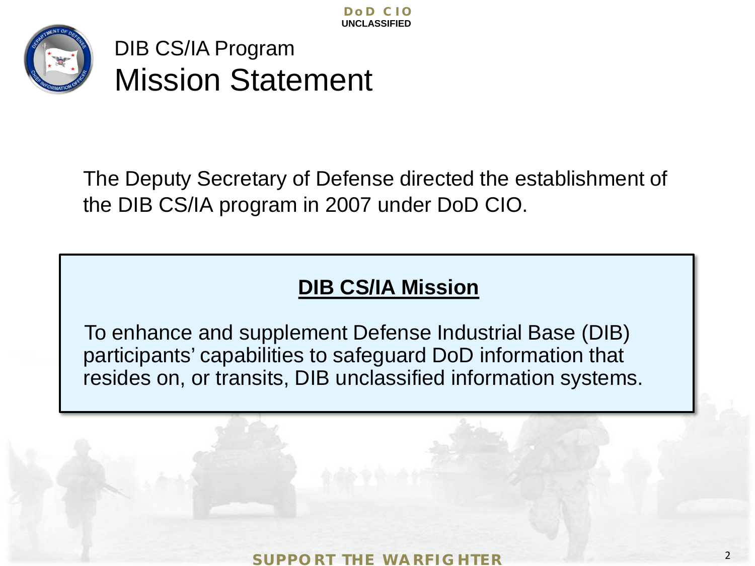# DIB CS/IA Program
## Mission Statement

The Deputy Secretary of Defense directed the establishment of the DIB CS/IA program in 2007 under DoD CIO.

### DIB CS/IA Mission

To enhance and supplement Defense Industrial Base (DIB) participants' capabilities to safeguard DoD information that resides on, or transits, DIB unclassified information systems.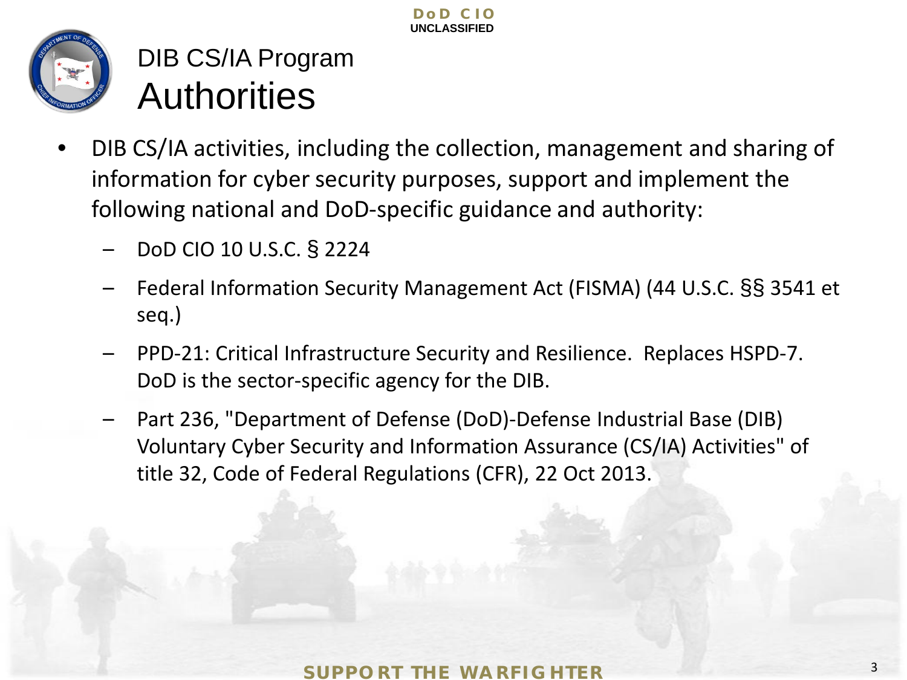# DIB CS/IA Program Authorities

- DIB CS/IA activities, including the collection, management and sharing of information for cyber security purposes, support and implement the following national and DoD-specific guidance and authority:
  - DoD CIO 10 U.S.C. § 2224
  - Federal Information Security Management Act (FISMA) (44 U.S.C. §§ 3541 et seq.)
  - PPD-21: Critical Infrastructure Security and Resilience. Replaces HSPD-7. DoD is the sector-specific agency for the DIB.
  - Part 236, "Department of Defense (DoD)-Defense Industrial Base (DIB) Voluntary Cyber Security and Information Assurance (CS/IA) Activities" of title 32, Code of Federal Regulations (CFR), 22 Oct 2013.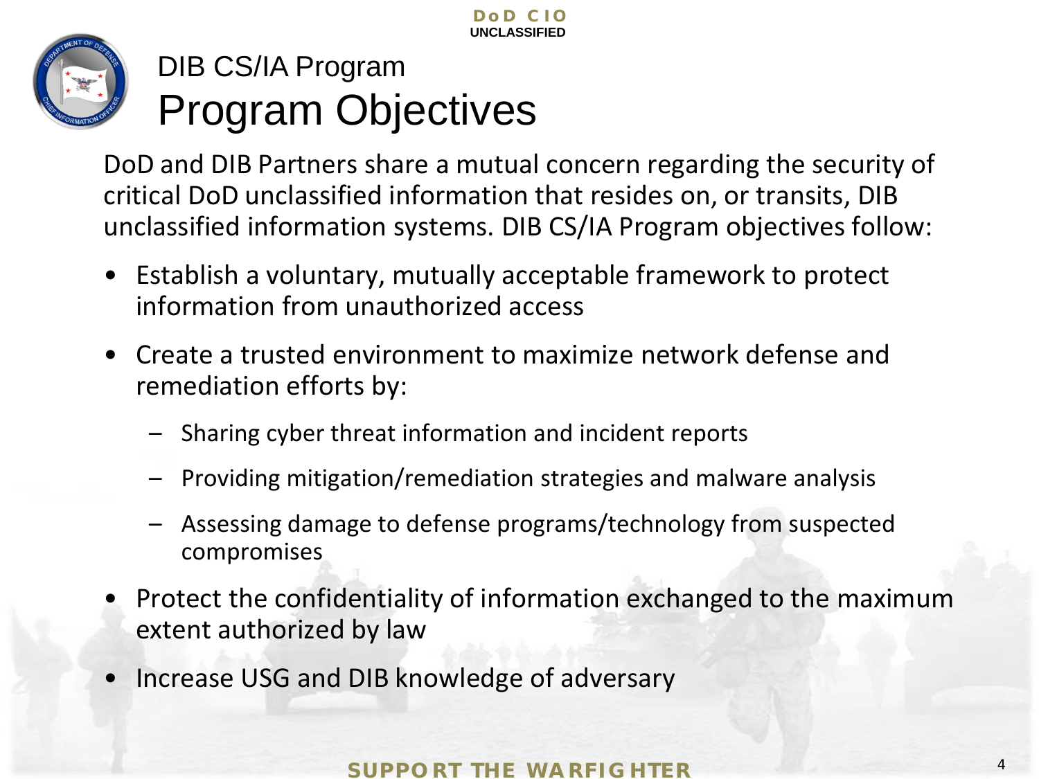# DIB CS/IA Program

## Program Objectives

DoD and DIB Partners share a mutual concern regarding the security of critical DoD unclassified information that resides on, or transits, DIB unclassified information systems. DIB CS/IA Program objectives follow:

- Establish a voluntary, mutually acceptable framework to protect information from unauthorized access
- Create a trusted environment to maximize network defense and remediation efforts by:
  - Sharing cyber threat information and incident reports
  - Providing mitigation/remediation strategies and malware analysis
  - Assessing damage to defense programs/technology from suspected compromises
- Protect the confidentiality of information exchanged to the maximum extent authorized by law
- Increase USG and DIB knowledge of adversary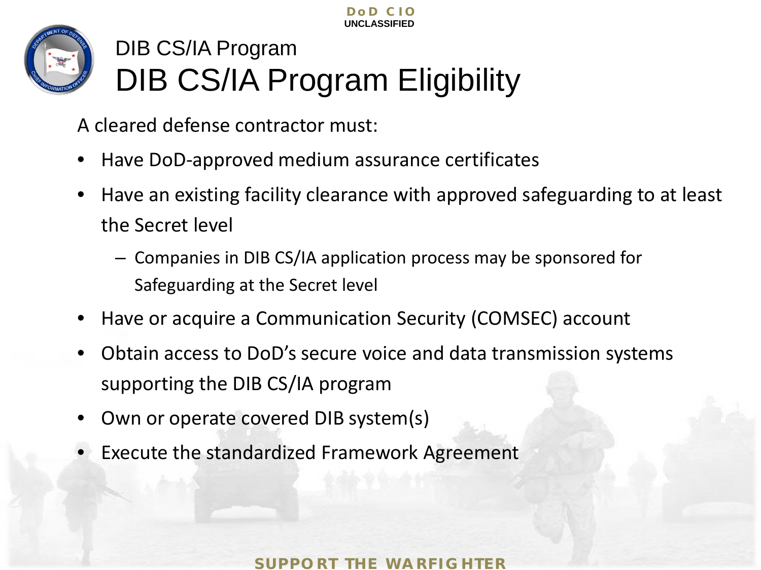# DIB CS/IA Program

## DIB CS/IA Program Eligibility

A cleared defense contractor must:

- Have DoD-approved medium assurance certificates
- Have an existing facility clearance with approved safeguarding to at least the Secret level
  - Companies in DIB CS/IA application process may be sponsored for Safeguarding at the Secret level
- Have or acquire a Communication Security (COMSEC) account
- Obtain access to DoD's secure voice and data transmission systems supporting the DIB CS/IA program
- Own or operate covered DIB system(s)
- Execute the standardized Framework Agreement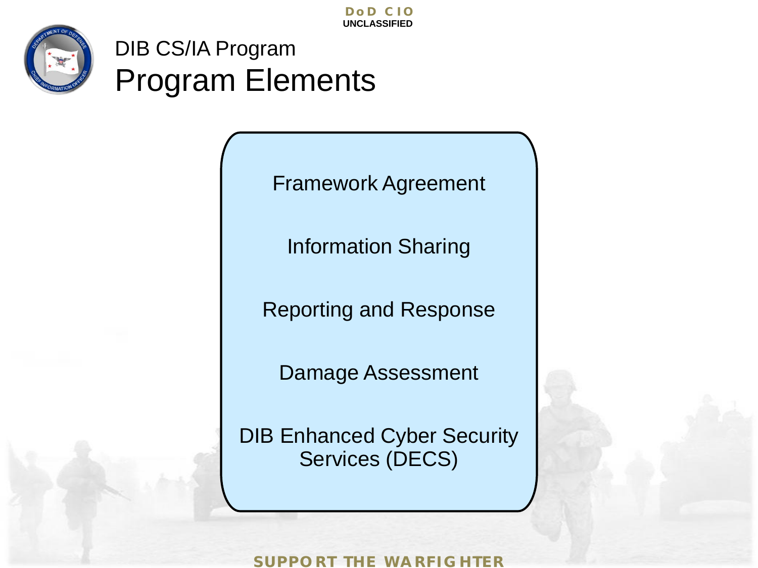# DIB CS/IA Program

## Program Elements

- Framework Agreement
- Information Sharing
- Reporting and Response
- Damage Assessment
- DIB Enhanced Cyber Security Services (DECS)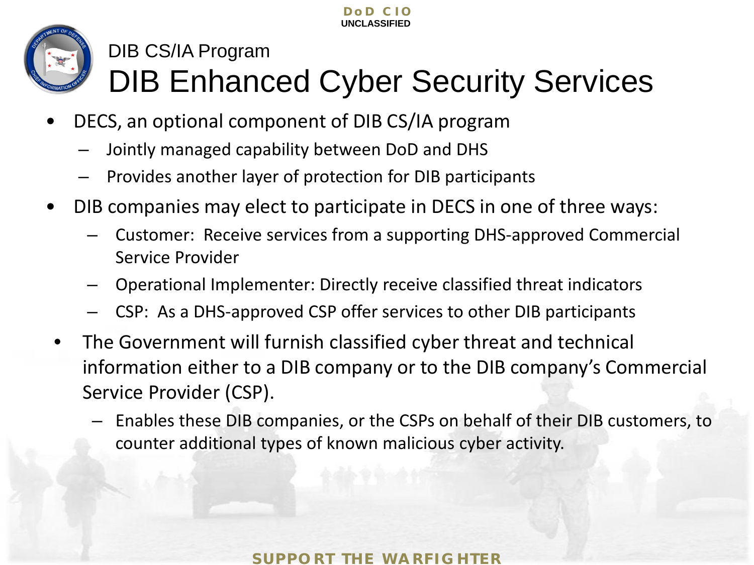## DIB CS/IA Program

# DIB Enhanced Cyber Security Services

- DECS, an optional component of DIB CS/IA program
  - Jointly managed capability between DoD and DHS
  - Provides another layer of protection for DIB participants
- DIB companies may elect to participate in DECS in one of three ways:
  - Customer: Receive services from a supporting DHS-approved Commercial Service Provider
  - Operational Implementer: Directly receive classified threat indicators
  - CSP: As a DHS-approved CSP offer services to other DIB participants
- The Government will furnish classified cyber threat and technical information either to a DIB company or to the DIB company's Commercial Service Provider (CSP).
  - Enables these DIB companies, or the CSPs on behalf of their DIB customers, to counter additional types of known malicious cyber activity.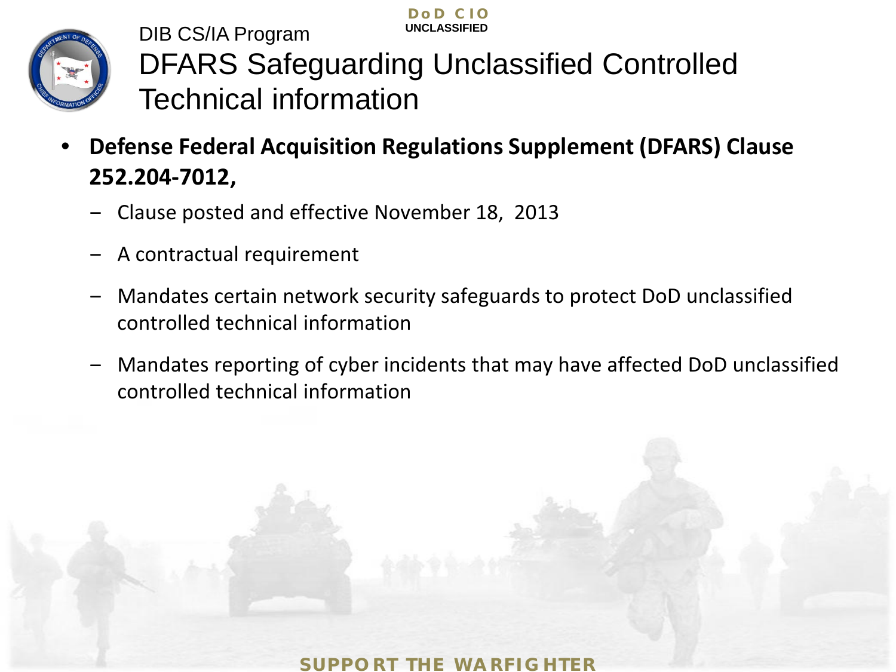DIB CS/IA Program

# DFARS Safeguarding Unclassified Controlled Technical information

- **Defense Federal Acquisition Regulations Supplement (DFARS) Clause 252.204-7012,**
  - Clause posted and effective November 18, 2013
  - A contractual requirement
  - Mandates certain network security safeguards to protect DoD unclassified controlled technical information
  - Mandates reporting of cyber incidents that may have affected DoD unclassified controlled technical information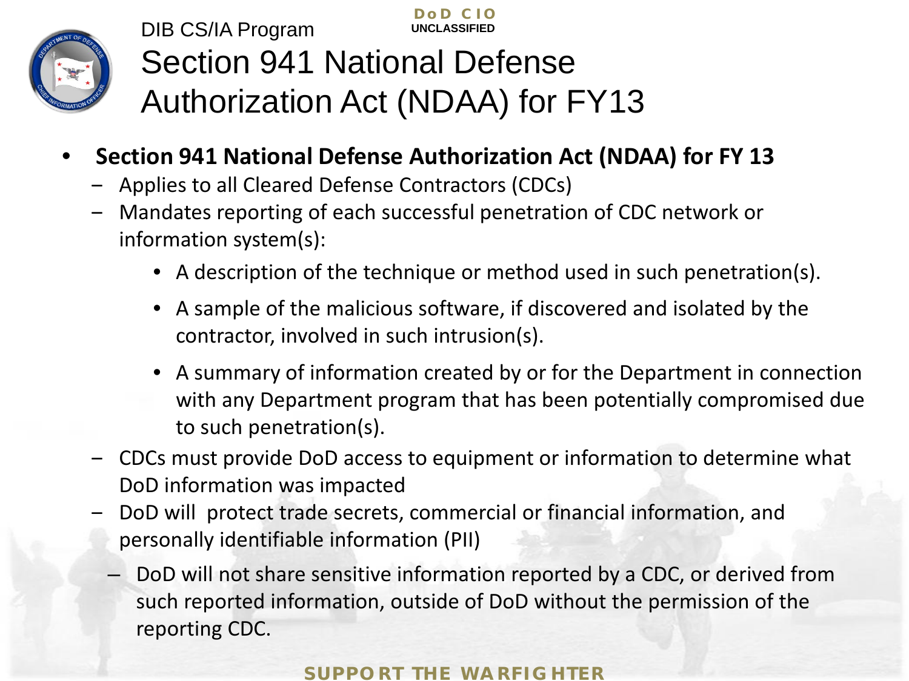# Section 941 National Defense Authorization Act (NDAA) for FY13

- **Section 941 National Defense Authorization Act (NDAA) for FY 13**
  - Applies to all Cleared Defense Contractors (CDCs)
  - Mandates reporting of each successful penetration of CDC network or information system(s):
    - A description of the technique or method used in such penetration(s).
    - A sample of the malicious software, if discovered and isolated by the contractor, involved in such intrusion(s).
    - A summary of information created by or for the Department in connection with any Department program that has been potentially compromised due to such penetration(s).
  - CDCs must provide DoD access to equipment or information to determine what DoD information was impacted
  - DoD will protect trade secrets, commercial or financial information, and personally identifiable information (PII)
  - DoD will not share sensitive information reported by a CDC, or derived from such reported information, outside of DoD without the permission of the reporting CDC.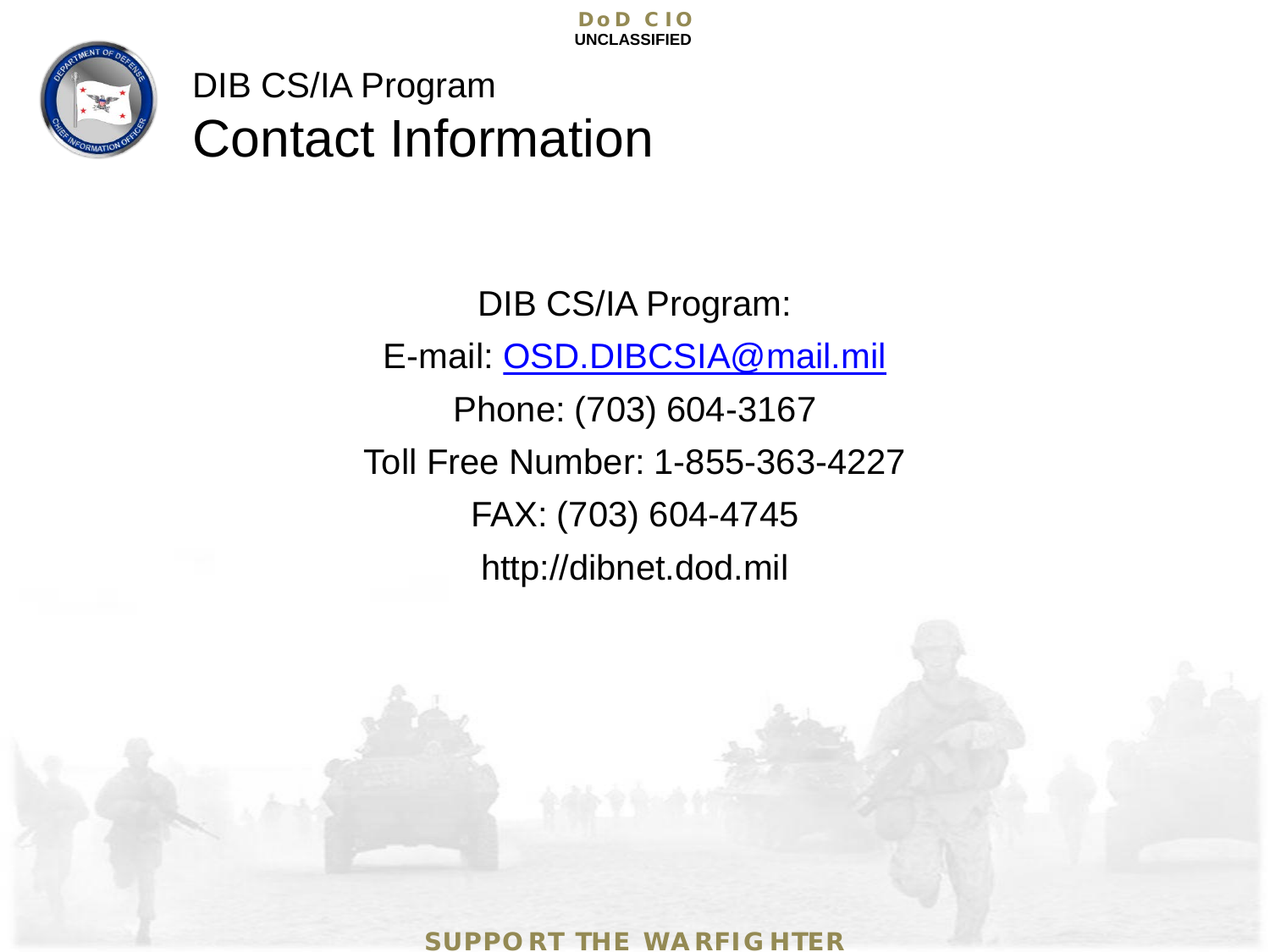# DIB CS/IA Program
## Contact Information

DIB CS/IA Program:

E-mail: OSD.DIBCSIA@mail.mil

Phone: (703) 604-3167

Toll Free Number: 1-855-363-4227

FAX: (703) 604-4745

http://dibnet.dod.mil